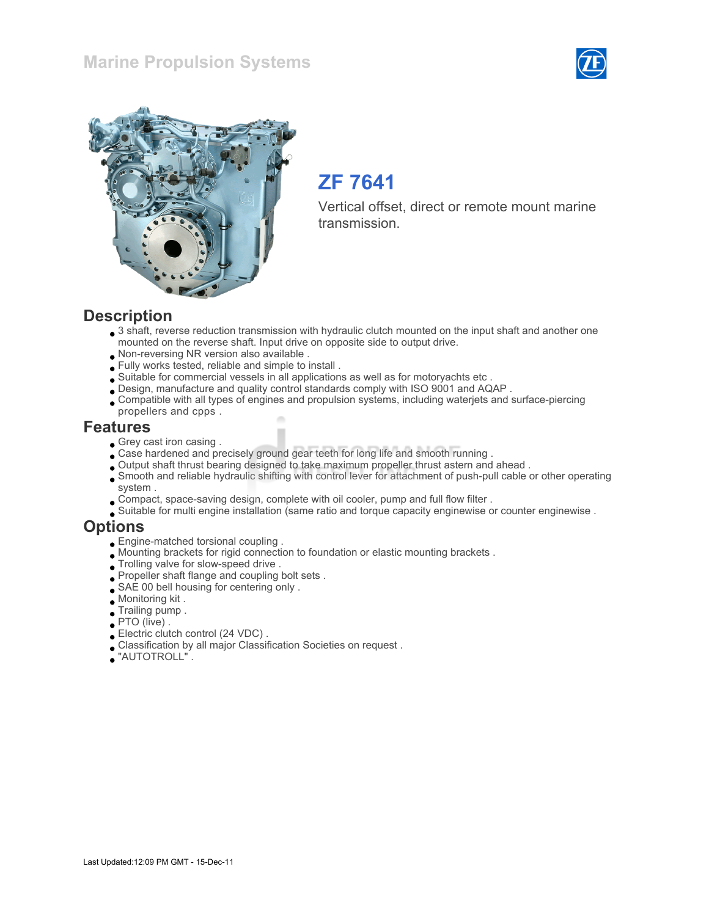Marine Propulsion Systems

# ZF 7641

Vertical offset, direct or remote mount marine transmission.

## Description

- 3 shaft, reverse reduction transmission with hydraulic clutch mounted on the input shaft and another one mounted on the reverse shaft. Input drive on opposite side to output drive.
- Non-reversing NR version also available .
- Fully works tested, reliable and simple to install .
- Suitable for commercial vessels in all applications as well as for motoryachts etc .
- Design, manufacture and quality control standards comply with ISO 9001 and AQAP .
- Compatible with all types of engines and propulsion systems, including waterjets and surface-piercing propellers and cpps .

## Features

- Grey cast iron casing .
- Case hardened and precisely ground gear teeth for long life and smooth running .
- Output shaft thrust bearing designed to take maximum propeller thrust astern and ahead .
- Smooth and reliable hydraulic shifting with control lever for attachment of push-pull cable or other operating system .
- Compact, space-saving design, complete with oil cooler, pump and full flow filter .
- Suitable for multi engine installation (same ratio and torque capacity enginewise or counter enginewise .

## Options

- Engine-matched torsional coupling .
- Mounting brackets for rigid connection to foundation or elastic mounting brackets .
- Trolling valve for slow-speed drive .
- Propeller shaft flange and coupling bolt sets .
- SAE 00 bell housing for centering only .
- Monitoring kit .
- Trailing pump .
- PTO (live) .
- Electric clutch control (24 VDC) .
- Classification by all major Classification Societies on request .
- "AUTOTROLL" .

Last Updated:12:09 PM GMT - 15-Dec-11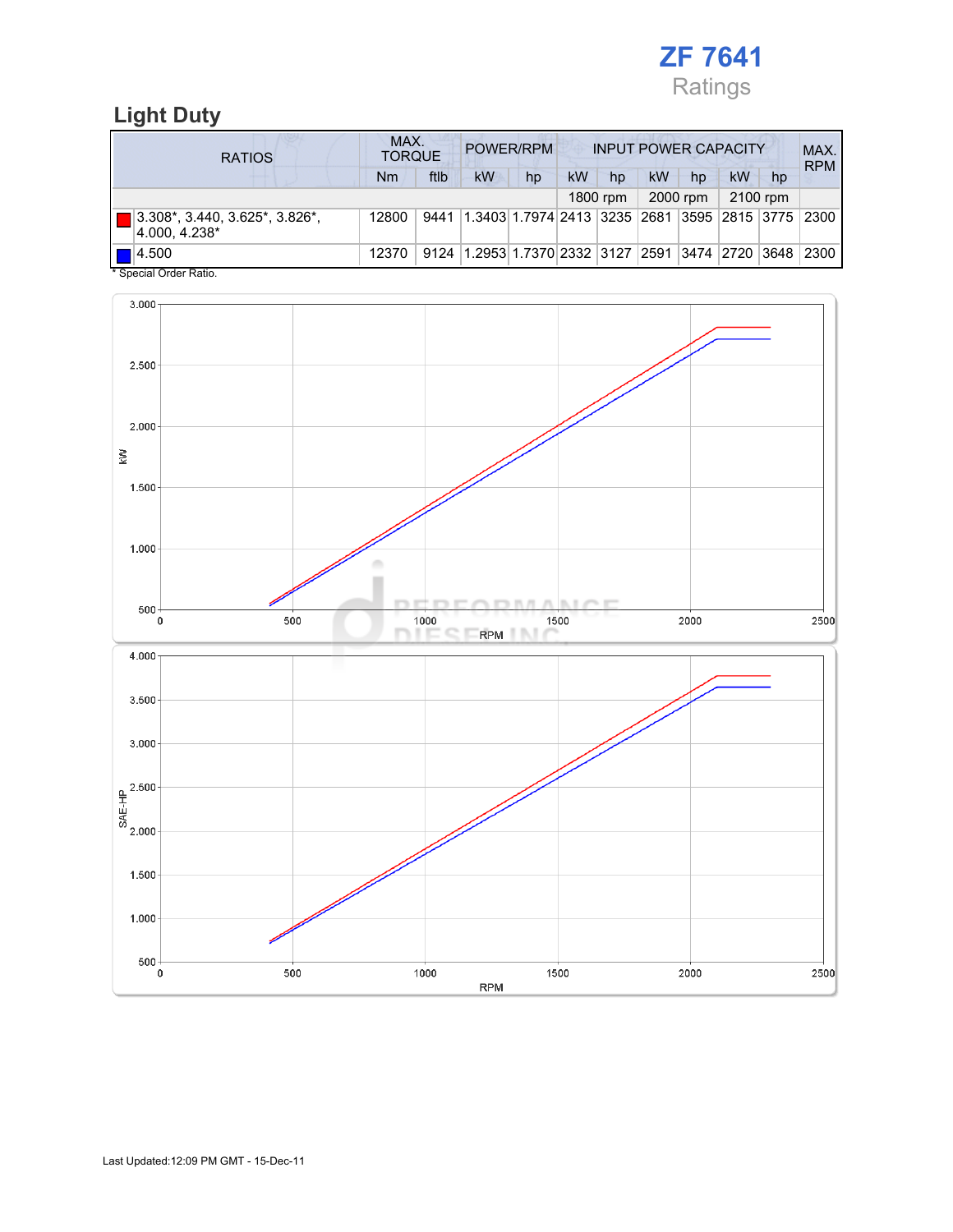# ZF 7641

Ratings

## Light Duty

| RATIOS | MAX. TORQUE | | POWER/RPM | | INPUT POWER CAPACITY | | | | | | MAX. RPM |
|---|---|---|---|---|---|---|---|---|---|---|---|
| | Nm | ftlb | kW | hp | kW | hp | kW | hp | kW | hp | |
| | | | | | 1800 rpm | | 2000 rpm | | 2100 rpm | | |
| 3.308*, 3.440, 3.625*, 3.826*, 4.000, 4.238* | 12800 | 9441 | 1.3403 | 1.7974 | 2413 | 3235 | 2681 | 3595 | 2815 | 3775 | 2300 |
| 4.500 | 12370 | 9124 | 1.2953 | 1.7370 | 2332 | 3127 | 2591 | 3474 | 2720 | 3648 | 2300 |

* Special Order Ratio.

Last Updated:12:09 PM GMT - 15-Dec-11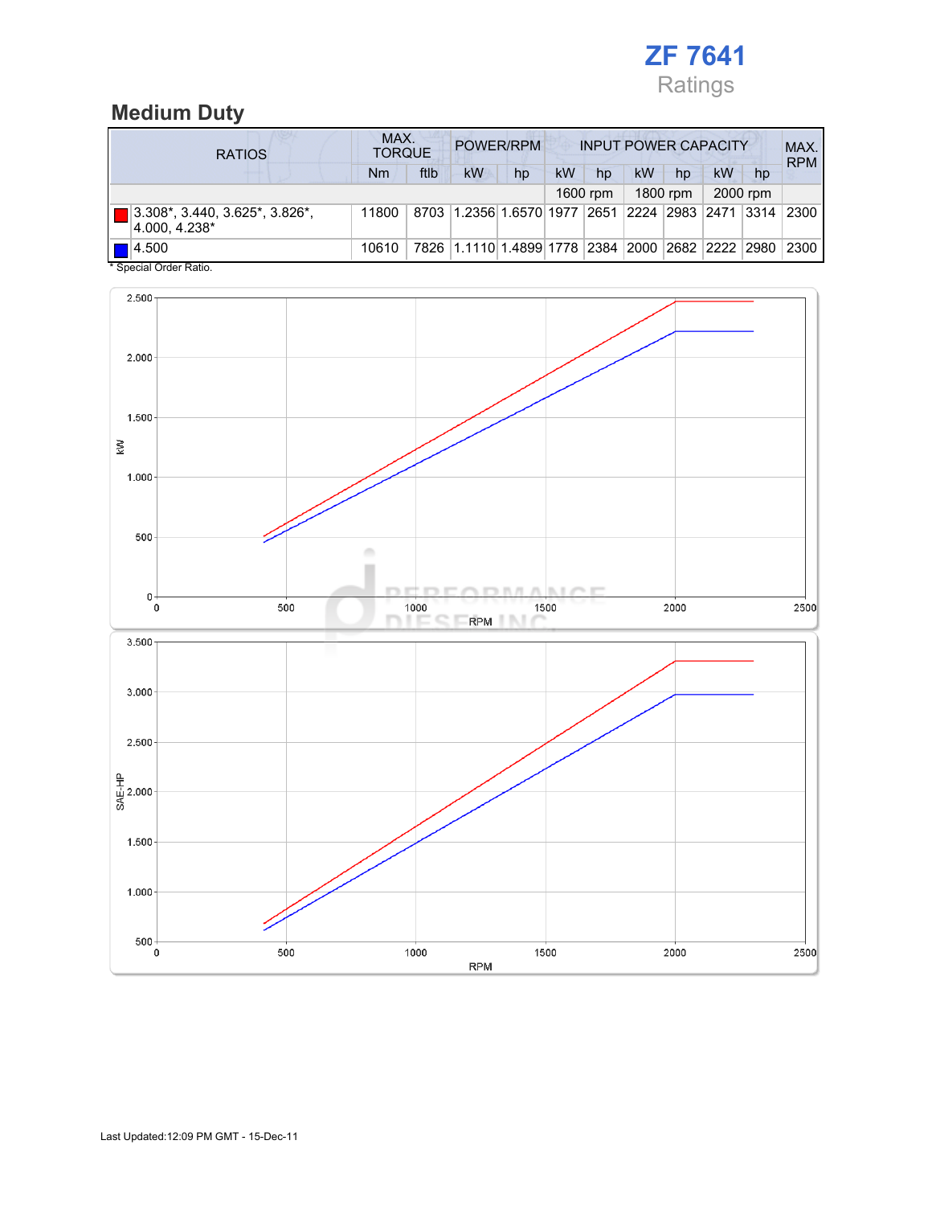# ZF 7641

Ratings

## Medium Duty

| RATIOS | MAX. TORQUE | | POWER/RPM | | INPUT POWER CAPACITY | | | | | | MAX. RPM |
|---|---|---|---|---|---|---|---|---|---|---|---|
| | Nm | ftlb | kW | hp | kW | hp | kW | hp | kW | hp | |
| | | | | | 1600 rpm | | 1800 rpm | | 2000 rpm | | |
| 3.308*, 3.440, 3.625*, 3.826*, 4.000, 4.238* | 11800 | 8703 | 1.2356 | 1.6570 | 1977 | 2651 | 2224 | 2983 | 2471 | 3314 | 2300 |
| 4.500 | 10610 | 7826 | 1.1110 | 1.4899 | 1778 | 2384 | 2000 | 2682 | 2222 | 2980 | 2300 |

* Special Order Ratio.

Last Updated:12:09 PM GMT - 15-Dec-11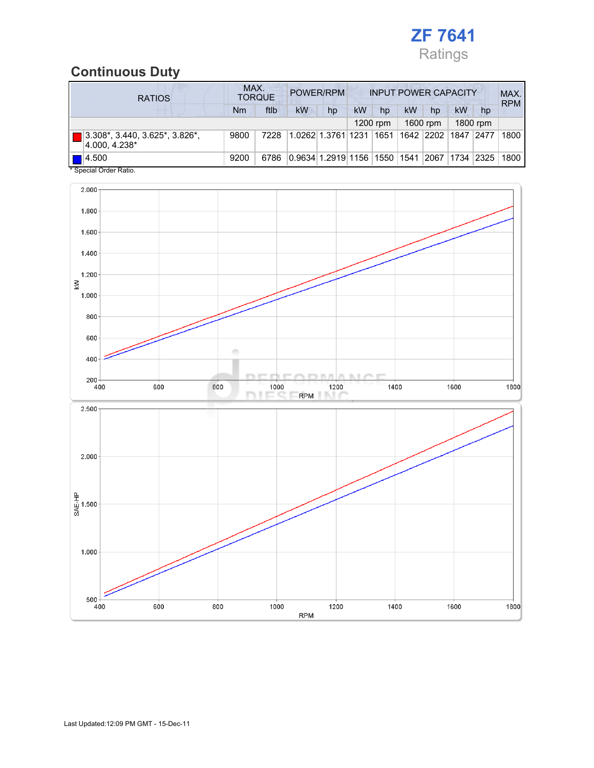# ZF 7641

Ratings

## Continuous Duty

| RATIOS | MAX. TORQUE | | POWER/RPM | | INPUT POWER CAPACITY | | | | | | MAX. RPM |
|---|---|---|---|---|---|---|---|---|---|---|---|
| | Nm | ftlb | kW | hp | kW | hp | kW | hp | kW | hp | |
| | | | | | 1200 rpm | | 1600 rpm | | 1800 rpm | | |
| 3.308*, 3.440, 3.625*, 3.826*, 4.000, 4.238* | 9800 | 7228 | 1.0262 | 1.3761 | 1231 | 1651 | 1642 | 2202 | 1847 | 2477 | 1800 |
| 4.500 | 9200 | 6786 | 0.9634 | 1.2919 | 1156 | 1550 | 1541 | 2067 | 1734 | 2325 | 1800 |

* Special Order Ratio.

Last Updated:12:09 PM GMT - 15-Dec-11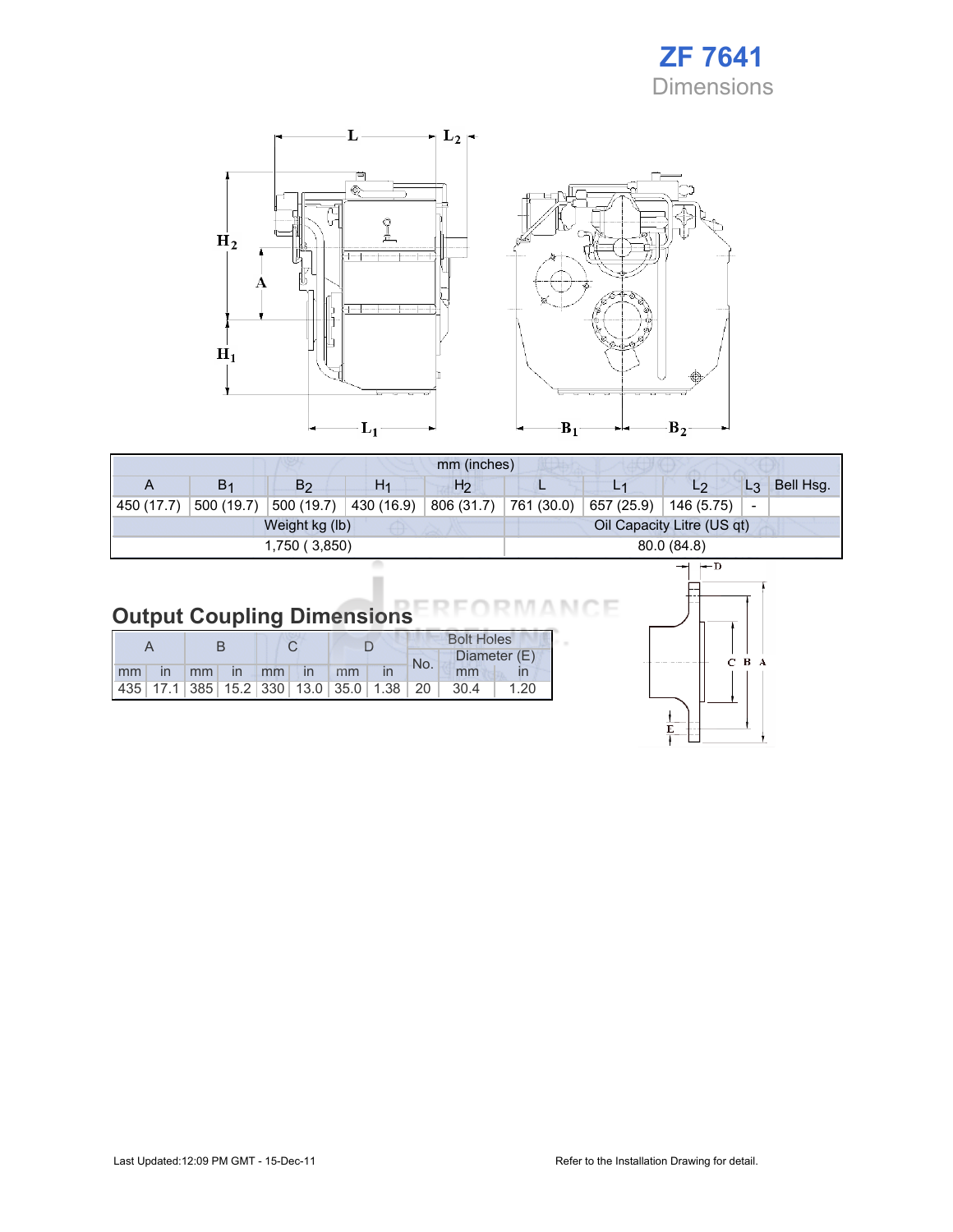# ZF 7641

## Dimensions

| mm (inches) | | | | | | | | | |
|---|---|---|---|---|---|---|---|---|---|
| A | $B_1$ | $B_2$ | $H_1$ | $H_2$ | L | $L_1$ | $L_2$ | $L_3$ | Bell Hsg. |
| 450 (17.7) | 500 (19.7) | 500 (19.7) | 430 (16.9) | 806 (31.7) | 761 (30.0) | 657 (25.9) | 146 (5.75) | - | |

| Weight kg (lb) | Oil Capacity Litre (US qt) |
|---|---|
| 1,750 ( 3,850) | 80.0 (84.8) |

## Output Coupling Dimensions

| A | | B | | C | | D | | Bolt Holes | | |
|---|---|---|---|---|---|---|---|---|---|---|
| | | | | | | | | No. | Diameter (E) | |
| mm | in | mm | in | mm | in | mm | in | | mm | in |
| 435 | 17.1 | 385 | 15.2 | 330 | 13.0 | 35.0 | 1.38 | 20 | 30.4 | 1.20 |

Last Updated:12:09 PM GMT - 15-Dec-11

Refer to the Installation Drawing for detail.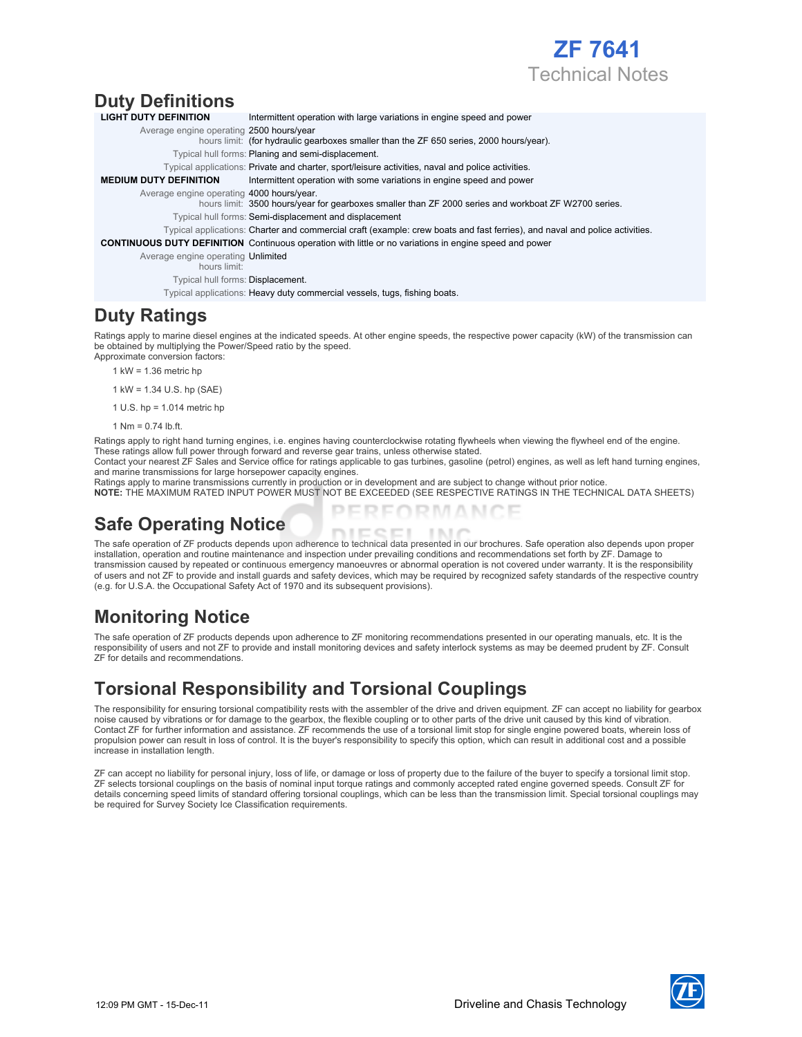# ZF 7641

Technical Notes

## Duty Definitions

| | |
|---|---|
| **LIGHT DUTY DEFINITION** | Intermittent operation with large variations in engine speed and power |
| Average engine operating hours limit: | 2500 hours/year (for hydraulic gearboxes smaller than the ZF 650 series, 2000 hours/year). |
| Typical hull forms: | Planing and semi-displacement. |
| Typical applications: | Private and charter, sport/leisure activities, naval and police activities. |
| **MEDIUM DUTY DEFINITION** | Intermittent operation with some variations in engine speed and power |
| Average engine operating hours limit: | 4000 hours/year. 3500 hours/year for gearboxes smaller than ZF 2000 series and workboat ZF W2700 series. |
| Typical hull forms: | Semi-displacement and displacement |
| Typical applications: | Charter and commercial craft (example: crew boats and fast ferries), and naval and police activities. |
| **CONTINUOUS DUTY DEFINITION** | Continuous operation with little or no variations in engine speed and power |
| Average engine operating hours limit: | Unlimited |
| Typical hull forms: | Displacement. |
| Typical applications: | Heavy duty commercial vessels, tugs, fishing boats. |

## Duty Ratings

Ratings apply to marine diesel engines at the indicated speeds. At other engine speeds, the respective power capacity (kW) of the transmission can be obtained by multiplying the Power/Speed ratio by the speed.
Approximate conversion factors:

1 kW = 1.36 metric hp

1 kW = 1.34 U.S. hp (SAE)

1 U.S. hp = 1.014 metric hp

1 Nm = 0.74 lb.ft.

Ratings apply to right hand turning engines, i.e. engines having counterclockwise rotating flywheels when viewing the flywheel end of the engine.
These ratings allow full power through forward and reverse gear trains, unless otherwise stated.
Contact your nearest ZF Sales and Service office for ratings applicable to gas turbines, gasoline (petrol) engines, as well as left hand turning engines, and marine transmissions for large horsepower capacity engines.
Ratings apply to marine transmissions currently in production or in development and are subject to change without prior notice.
**NOTE:** THE MAXIMUM RATED INPUT POWER MUST NOT BE EXCEEDED (SEE RESPECTIVE RATINGS IN THE TECHNICAL DATA SHEETS)

## Safe Operating Notice

The safe operation of ZF products depends upon adherence to technical data presented in our brochures. Safe operation also depends upon proper installation, operation and routine maintenance and inspection under prevailing conditions and recommendations set forth by ZF. Damage to transmission caused by repeated or continuous emergency manoeuvres or abnormal operation is not covered under warranty. It is the responsibility of users and not ZF to provide and install guards and safety devices, which may be required by recognized safety standards of the respective country (e.g. for U.S.A. the Occupational Safety Act of 1970 and its subsequent provisions).

## Monitoring Notice

The safe operation of ZF products depends upon adherence to ZF monitoring recommendations presented in our operating manuals, etc. It is the responsibility of users and not ZF to provide and install monitoring devices and safety interlock systems as may be deemed prudent by ZF. Consult ZF for details and recommendations.

## Torsional Responsibility and Torsional Couplings

The responsibility for ensuring torsional compatibility rests with the assembler of the drive and driven equipment. ZF can accept no liability for gearbox noise caused by vibrations or for damage to the gearbox, the flexible coupling or to other parts of the drive unit caused by this kind of vibration. Contact ZF for further information and assistance. ZF recommends the use of a torsional limit stop for single engine powered boats, wherein loss of propulsion power can result in loss of control. It is the buyer's responsibility to specify this option, which can result in additional cost and a possible increase in installation length.

ZF can accept no liability for personal injury, loss of life, or damage or loss of property due to the failure of the buyer to specify a torsional limit stop. ZF selects torsional couplings on the basis of nominal input torque ratings and commonly accepted rated engine governed speeds. Consult ZF for details concerning speed limits of standard offering torsional couplings, which can be less than the transmission limit. Special torsional couplings may be required for Survey Society Ice Classification requirements.